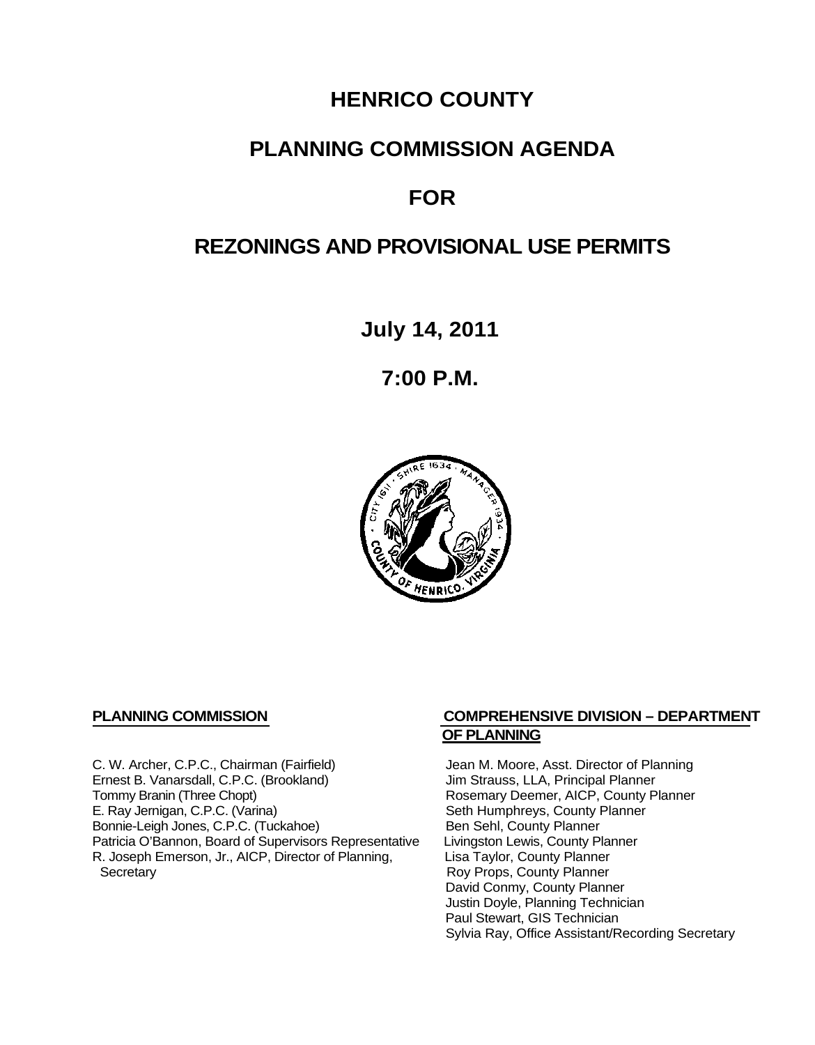# HENRICO COUNTY

# PLANNING COMMISSION AGENDA

# FOR

# REZONINGS AND PROVISIONAL USE PERMITS

## July 14, 2011

## 7:00 P.M.

**PLANNING COMMISSION**

C. W. Archer, C.P.C., Chairman (Fairfield)
Ernest B. Vanarsdall, C.P.C. (Brookland)
Tommy Branin (Three Chopt)
E. Ray Jernigan, C.P.C. (Varina)
Bonnie-Leigh Jones, C.P.C. (Tuckahoe)
Patricia O'Bannon, Board of Supervisors Representative
R. Joseph Emerson, Jr., AICP, Director of Planning, Secretary

**COMPREHENSIVE DIVISION – DEPARTMENT OF PLANNING**

Jean M. Moore, Asst. Director of Planning
Jim Strauss, LLA, Principal Planner
Rosemary Deemer, AICP, County Planner
Seth Humphreys, County Planner
Ben Sehl, County Planner
Livingston Lewis, County Planner
Lisa Taylor, County Planner
Roy Props, County Planner
David Conmy, County Planner
Justin Doyle, Planning Technician
Paul Stewart, GIS Technician
Sylvia Ray, Office Assistant/Recording Secretary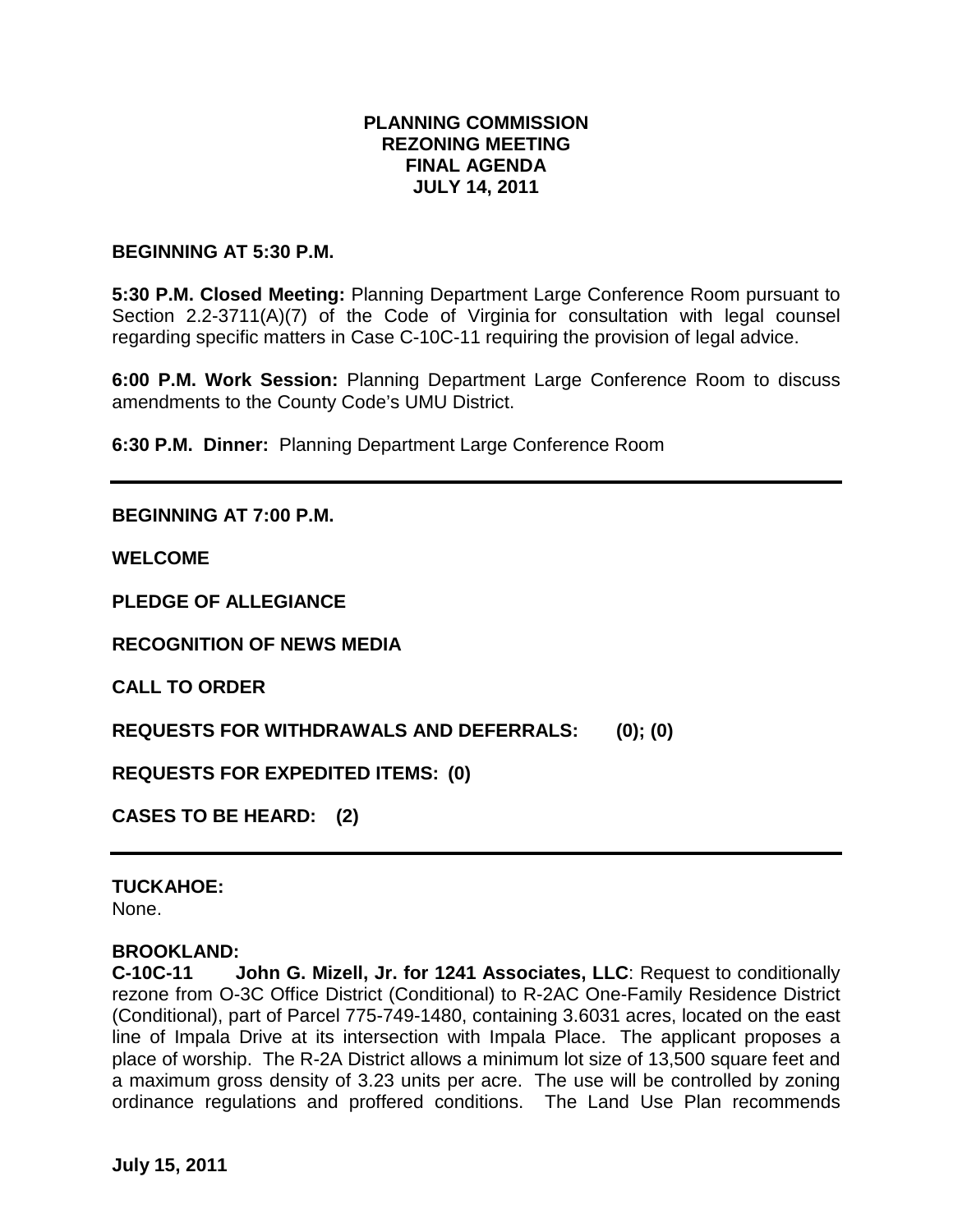# PLANNING COMMISSION
## REZONING MEETING
## FINAL AGENDA
## JULY 14, 2011

**BEGINNING AT 5:30 P.M.**

**5:30 P.M. Closed Meeting:** Planning Department Large Conference Room pursuant to Section 2.2-3711(A)(7) of the Code of Virginia for consultation with legal counsel regarding specific matters in Case C-10C-11 requiring the provision of legal advice.

**6:00 P.M. Work Session:** Planning Department Large Conference Room to discuss amendments to the County Code's UMU District.

**6:30 P.M. Dinner:** Planning Department Large Conference Room

---

**BEGINNING AT 7:00 P.M.**

**WELCOME**

**PLEDGE OF ALLEGIANCE**

**RECOGNITION OF NEWS MEDIA**

**CALL TO ORDER**

**REQUESTS FOR WITHDRAWALS AND DEFERRALS: (0); (0)**

**REQUESTS FOR EXPEDITED ITEMS: (0)**

**CASES TO BE HEARD: (2)**

---

**TUCKAHOE:**
None.

**BROOKLAND:**
**C-10C-11 John G. Mizell, Jr. for 1241 Associates, LLC**: Request to conditionally rezone from O-3C Office District (Conditional) to R-2AC One-Family Residence District (Conditional), part of Parcel 775-749-1480, containing 3.6031 acres, located on the east line of Impala Drive at its intersection with Impala Place. The applicant proposes a place of worship. The R-2A District allows a minimum lot size of 13,500 square feet and a maximum gross density of 3.23 units per acre. The use will be controlled by zoning ordinance regulations and proffered conditions. The Land Use Plan recommends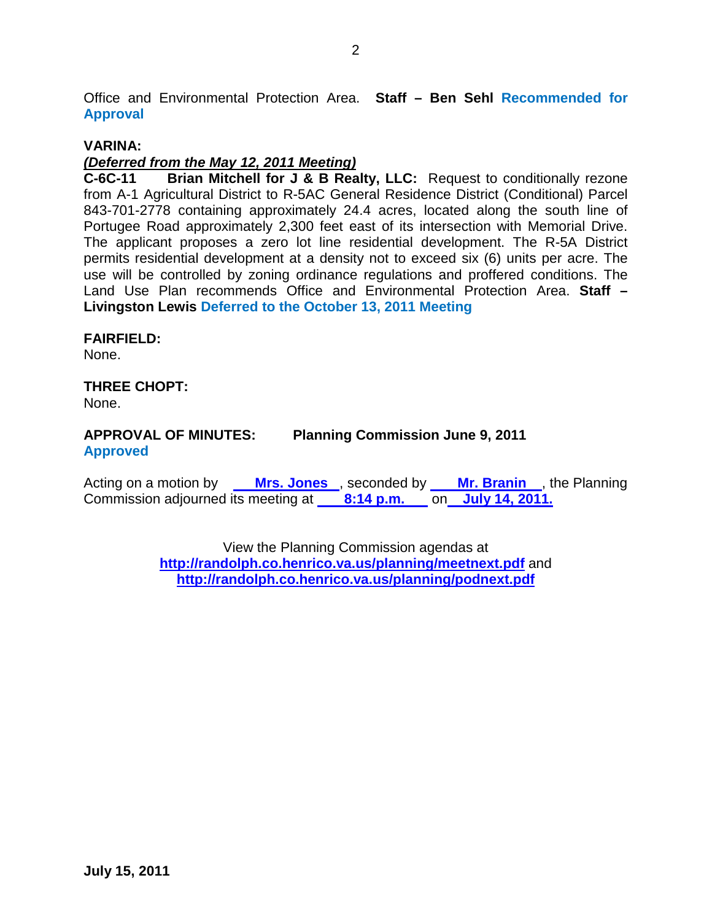Office and Environmental Protection Area. **Staff – Ben Sehl** **Recommended for Approval**

**VARINA:**

***(Deferred from the May 12, 2011 Meeting)***

**C-6C-11 Brian Mitchell for J & B Realty, LLC:** Request to conditionally rezone from A-1 Agricultural District to R-5AC General Residence District (Conditional) Parcel 843-701-2778 containing approximately 24.4 acres, located along the south line of Portugee Road approximately 2,300 feet east of its intersection with Memorial Drive. The applicant proposes a zero lot line residential development. The R-5A District permits residential development at a density not to exceed six (6) units per acre. The use will be controlled by zoning ordinance regulations and proffered conditions. The Land Use Plan recommends Office and Environmental Protection Area. **Staff – Livingston Lewis** **Deferred to the October 13, 2011 Meeting**

**FAIRFIELD:**

None.

**THREE CHOPT:**

None.

**APPROVAL OF MINUTES: Planning Commission June 9, 2011**

**Approved**

Acting on a motion by **Mrs. Jones**, seconded by **Mr. Branin**, the Planning Commission adjourned its meeting at **8:14 p.m.** on **July 14, 2011.**

View the Planning Commission agendas at **http://randolph.co.henrico.va.us/planning/meetnext.pdf** and **http://randolph.co.henrico.va.us/planning/podnext.pdf**

**July 15, 2011**